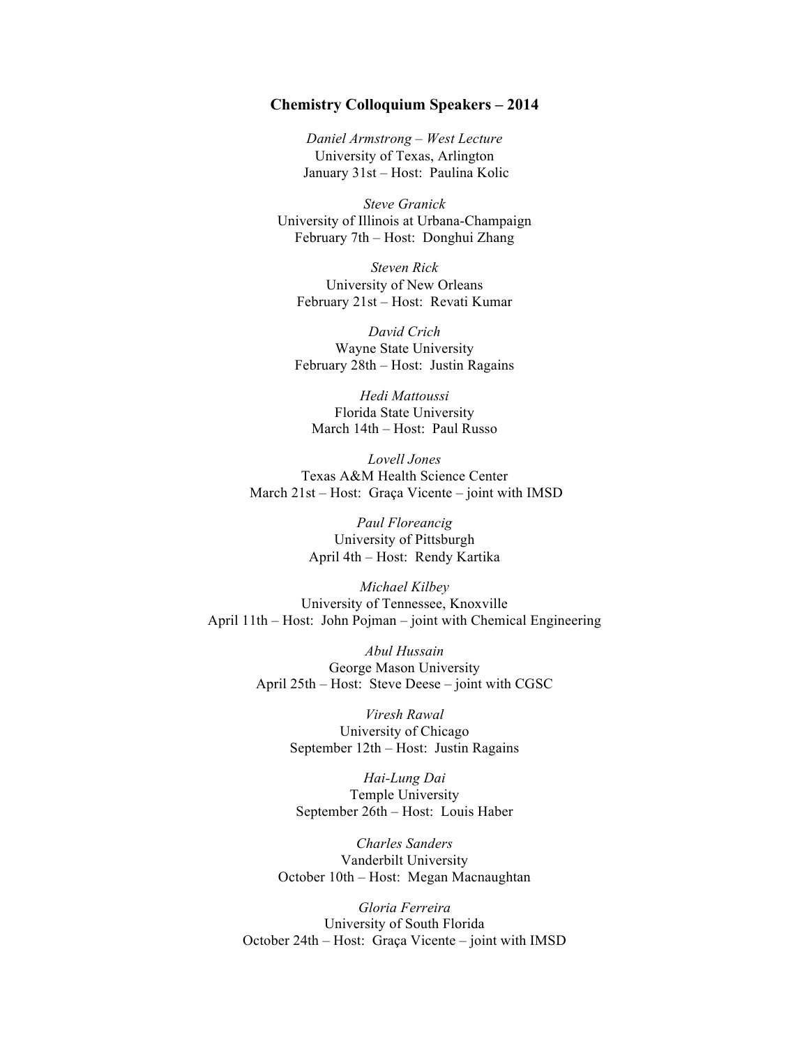**Chemistry Colloquium Speakers – 2014**

*Daniel Armstrong – West Lecture*
University of Texas, Arlington
January 31st – Host: Paulina Kolic

*Steve Granick*
University of Illinois at Urbana-Champaign
February 7th – Host: Donghui Zhang

*Steven Rick*
University of New Orleans
February 21st – Host: Revati Kumar

*David Crich*
Wayne State University
February 28th – Host: Justin Ragains

*Hedi Mattoussi*
Florida State University
March 14th – Host: Paul Russo

*Lovell Jones*
Texas A&M Health Science Center
March 21st – Host: Graça Vicente – joint with IMSD

*Paul Floreancig*
University of Pittsburgh
April 4th – Host: Rendy Kartika

*Michael Kilbey*
University of Tennessee, Knoxville
April 11th – Host: John Pojman – joint with Chemical Engineering

*Abul Hussain*
George Mason University
April 25th – Host: Steve Deese – joint with CGSC

*Viresh Rawal*
University of Chicago
September 12th – Host: Justin Ragains

*Hai-Lung Dai*
Temple University
September 26th – Host: Louis Haber

*Charles Sanders*
Vanderbilt University
October 10th – Host: Megan Macnaughtan

*Gloria Ferreira*
University of South Florida
October 24th – Host: Graça Vicente – joint with IMSD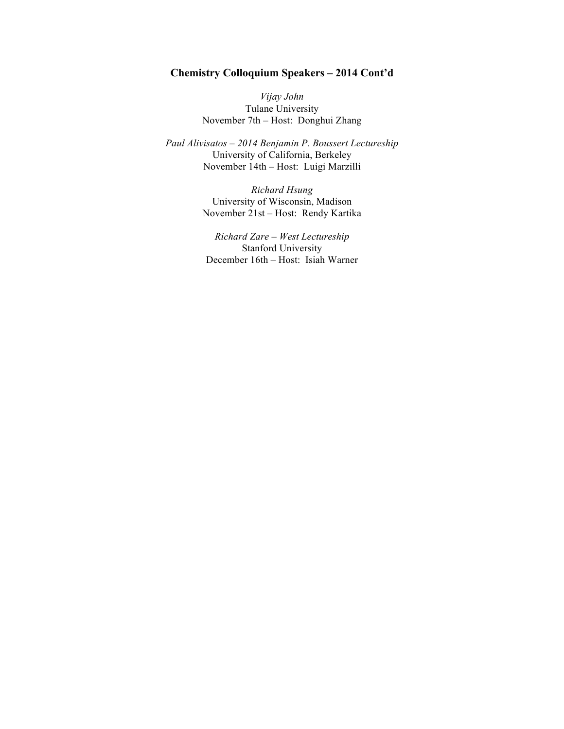**Chemistry Colloquium Speakers – 2014 Cont'd**

*Vijay John*
Tulane University
November 7th – Host: Donghui Zhang

*Paul Alivisatos – 2014 Benjamin P. Boussert Lectureship*
University of California, Berkeley
November 14th – Host: Luigi Marzilli

*Richard Hsung*
University of Wisconsin, Madison
November 21st – Host: Rendy Kartika

*Richard Zare – West Lectureship*
Stanford University
December 16th – Host: Isiah Warner